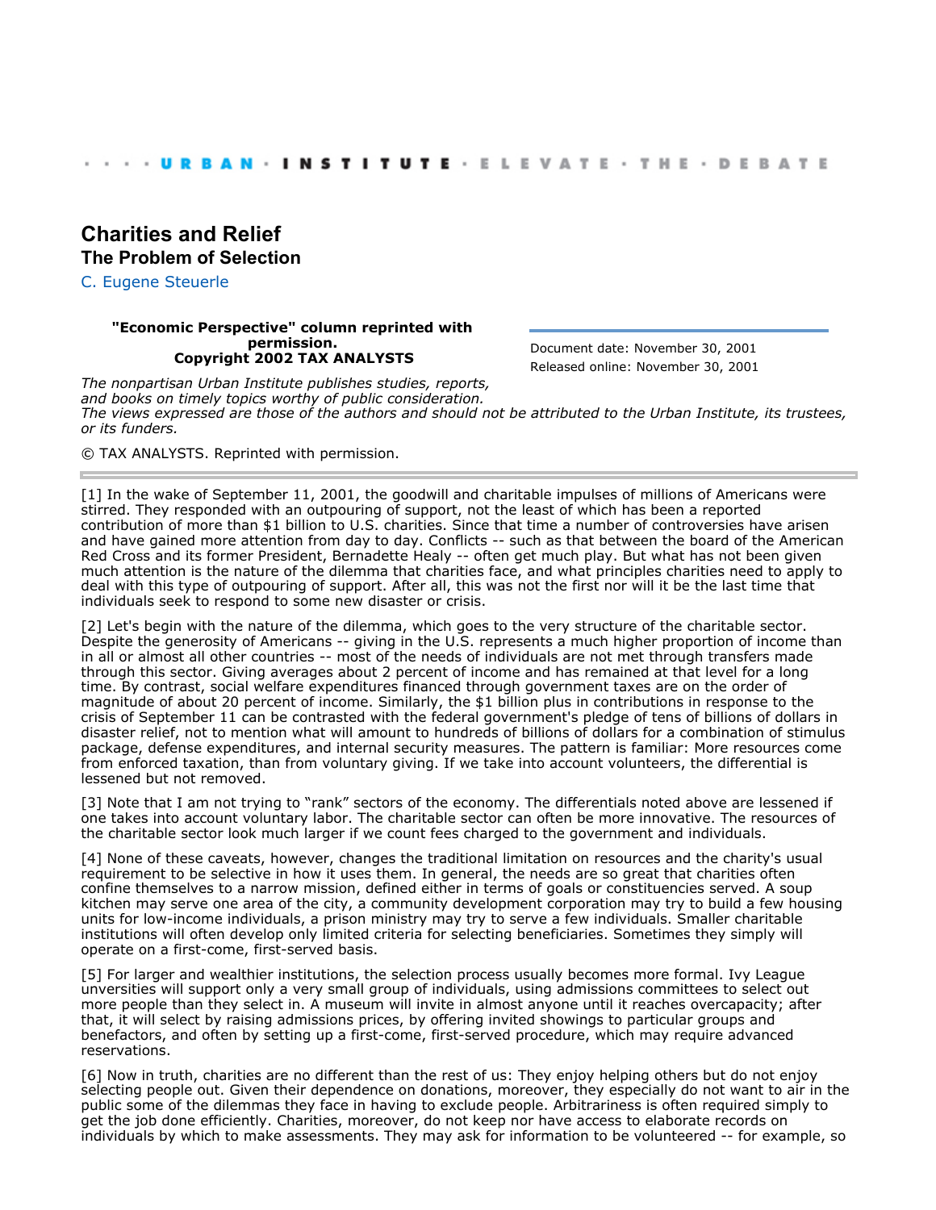· · · · URBAN · INSTITUTE · ELEVATE · THE · DEBATE

# Charities and Relief

## The Problem of Selection

C. Eugene Steuerle

**"Economic Perspective" column reprinted with permission.**
**Copyright 2002 TAX ANALYSTS**

Document date: November 30, 2001
Released online: November 30, 2001

*The nonpartisan Urban Institute publishes studies, reports, and books on timely topics worthy of public consideration. The views expressed are those of the authors and should not be attributed to the Urban Institute, its trustees, or its funders.*

© TAX ANALYSTS. Reprinted with permission.

---

[1] In the wake of September 11, 2001, the goodwill and charitable impulses of millions of Americans were stirred. They responded with an outpouring of support, not the least of which has been a reported contribution of more than $1 billion to U.S. charities. Since that time a number of controversies have arisen and have gained more attention from day to day. Conflicts -- such as that between the board of the American Red Cross and its former President, Bernadette Healy -- often get much play. But what has not been given much attention is the nature of the dilemma that charities face, and what principles charities need to apply to deal with this type of outpouring of support. After all, this was not the first nor will it be the last time that individuals seek to respond to some new disaster or crisis.

[2] Let's begin with the nature of the dilemma, which goes to the very structure of the charitable sector. Despite the generosity of Americans -- giving in the U.S. represents a much higher proportion of income than in all or almost all other countries -- most of the needs of individuals are not met through transfers made through this sector. Giving averages about 2 percent of income and has remained at that level for a long time. By contrast, social welfare expenditures financed through government taxes are on the order of magnitude of about 20 percent of income. Similarly, the $1 billion plus in contributions in response to the crisis of September 11 can be contrasted with the federal government's pledge of tens of billions of dollars in disaster relief, not to mention what will amount to hundreds of billions of dollars for a combination of stimulus package, defense expenditures, and internal security measures. The pattern is familiar: More resources come from enforced taxation, than from voluntary giving. If we take into account volunteers, the differential is lessened but not removed.

[3] Note that I am not trying to "rank" sectors of the economy. The differentials noted above are lessened if one takes into account voluntary labor. The charitable sector can often be more innovative. The resources of the charitable sector look much larger if we count fees charged to the government and individuals.

[4] None of these caveats, however, changes the traditional limitation on resources and the charity's usual requirement to be selective in how it uses them. In general, the needs are so great that charities often confine themselves to a narrow mission, defined either in terms of goals or constituencies served. A soup kitchen may serve one area of the city, a community development corporation may try to build a few housing units for low-income individuals, a prison ministry may try to serve a few individuals. Smaller charitable institutions will often develop only limited criteria for selecting beneficiaries. Sometimes they simply will operate on a first-come, first-served basis.

[5] For larger and wealthier institutions, the selection process usually becomes more formal. Ivy League unversities will support only a very small group of individuals, using admissions committees to select out more people than they select in. A museum will invite in almost anyone until it reaches overcapacity; after that, it will select by raising admissions prices, by offering invited showings to particular groups and benefactors, and often by setting up a first-come, first-served procedure, which may require advanced reservations.

[6] Now in truth, charities are no different than the rest of us: They enjoy helping others but do not enjoy selecting people out. Given their dependence on donations, moreover, they especially do not want to air in the public some of the dilemmas they face in having to exclude people. Arbitrariness is often required simply to get the job done efficiently. Charities, moreover, do not keep nor have access to elaborate records on individuals by which to make assessments. They may ask for information to be volunteered -- for example, so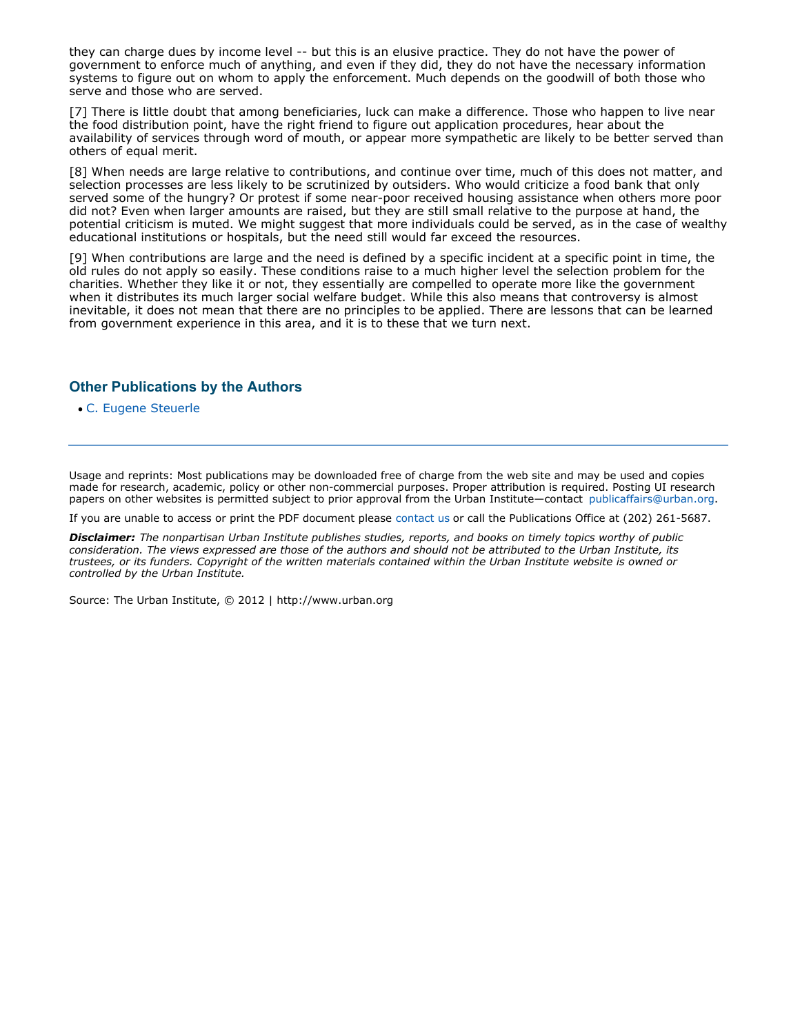they can charge dues by income level -- but this is an elusive practice. They do not have the power of government to enforce much of anything, and even if they did, they do not have the necessary information systems to figure out on whom to apply the enforcement. Much depends on the goodwill of both those who serve and those who are served.

[7] There is little doubt that among beneficiaries, luck can make a difference. Those who happen to live near the food distribution point, have the right friend to figure out application procedures, hear about the availability of services through word of mouth, or appear more sympathetic are likely to be better served than others of equal merit.

[8] When needs are large relative to contributions, and continue over time, much of this does not matter, and selection processes are less likely to be scrutinized by outsiders. Who would criticize a food bank that only served some of the hungry? Or protest if some near-poor received housing assistance when others more poor did not? Even when larger amounts are raised, but they are still small relative to the purpose at hand, the potential criticism is muted. We might suggest that more individuals could be served, as in the case of wealthy educational institutions or hospitals, but the need still would far exceed the resources.

[9] When contributions are large and the need is defined by a specific incident at a specific point in time, the old rules do not apply so easily. These conditions raise to a much higher level the selection problem for the charities. Whether they like it or not, they essentially are compelled to operate more like the government when it distributes its much larger social welfare budget. While this also means that controversy is almost inevitable, it does not mean that there are no principles to be applied. There are lessons that can be learned from government experience in this area, and it is to these that we turn next.

## Other Publications by the Authors

- C. Eugene Steuerle

---

Usage and reprints: Most publications may be downloaded free of charge from the web site and may be used and copies made for research, academic, policy or other non-commercial purposes. Proper attribution is required. Posting UI research papers on other websites is permitted subject to prior approval from the Urban Institute—contact publicaffairs@urban.org.

If you are unable to access or print the PDF document please contact us or call the Publications Office at (202) 261-5687.

***Disclaimer:*** *The nonpartisan Urban Institute publishes studies, reports, and books on timely topics worthy of public consideration. The views expressed are those of the authors and should not be attributed to the Urban Institute, its trustees, or its funders. Copyright of the written materials contained within the Urban Institute website is owned or controlled by the Urban Institute.*

Source: The Urban Institute, © 2012 | http://www.urban.org